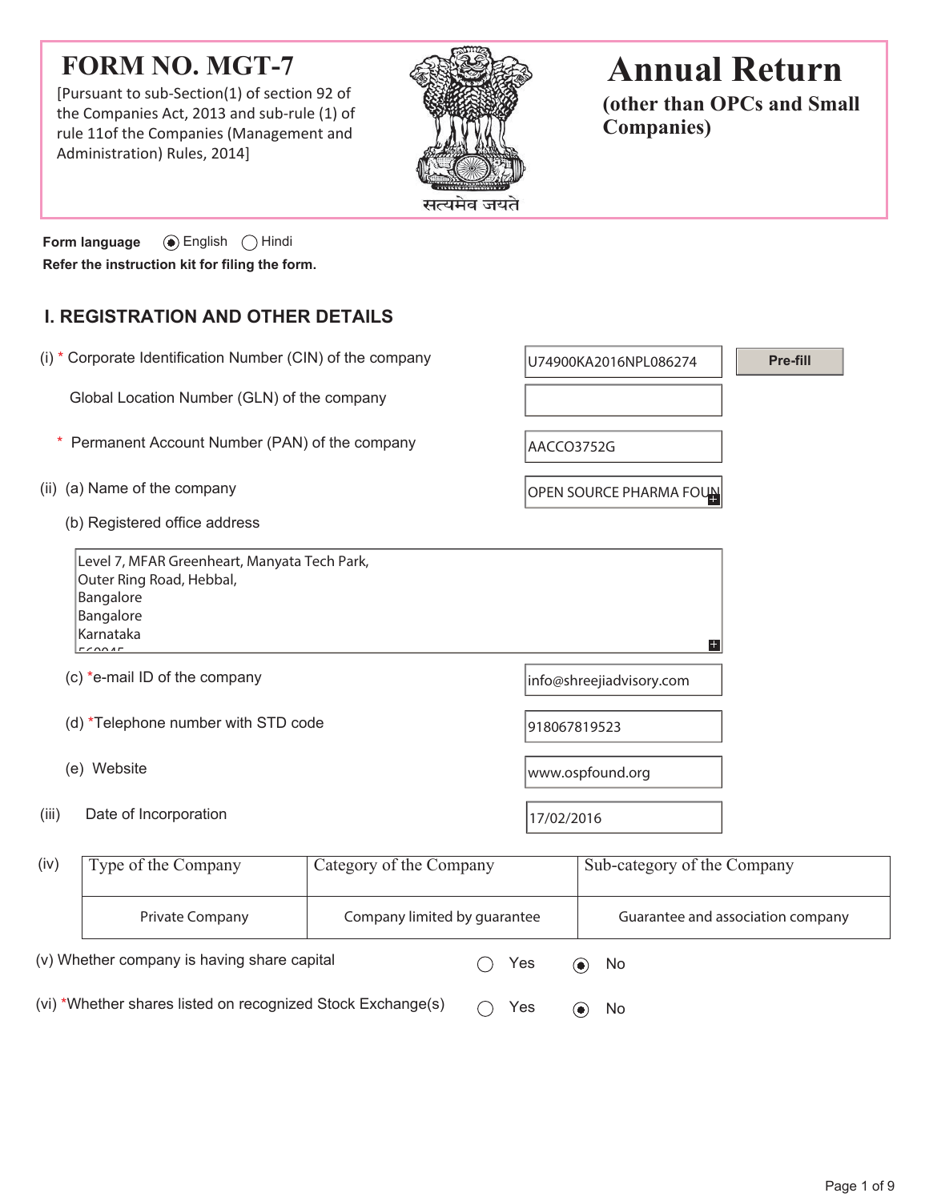# FORM NO. MGT-7

[Pursuant to sub-Section(1) of section 92 of the Companies Act, 2013 and sub-rule (1) of rule 11of the Companies (Management and Administration) Rules, 2014]

सत्यमेव जयते

# Annual Return

### (other than OPCs and Small Companies)

**Form language** (●) English ( ) Hindi

**Refer the instruction kit for filing the form.**

## I. REGISTRATION AND OTHER DETAILS

(i) * Corporate Identification Number (CIN) of the company: U74900KA2016NPL086274 [Pre-fill]

Global Location Number (GLN) of the company:

* Permanent Account Number (PAN) of the company: AACCO3752G

(ii) (a) Name of the company: OPEN SOURCE PHARMA FOUN

(b) Registered office address

Level 7, MFAR Greenheart, Manyata Tech Park,
Outer Ring Road, Hebbal,
Bangalore
Bangalore
Karnataka
560045

(c) *e-mail ID of the company: info@shreejiadvisory.com

(d) *Telephone number with STD code: 918067819523

(e) Website: www.ospfound.org

(iii) Date of Incorporation: 17/02/2016

(iv)

| Type of the Company | Category of the Company | Sub-category of the Company |
|---|---|---|
| Private Company | Company limited by guarantee | Guarantee and association company |

(v) Whether company is having share capital ( ) Yes (●) No

(vi) *Whether shares listed on recognized Stock Exchange(s) ( ) Yes (●) No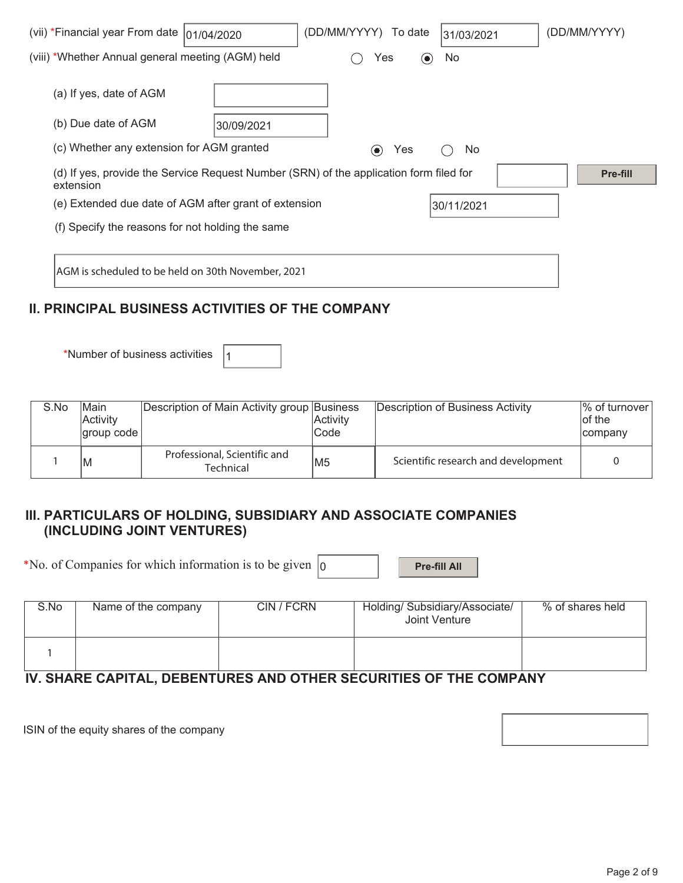(vii) *Financial year From date 01/04/2020 (DD/MM/YYYY) To date 31/03/2021 (DD/MM/YYYY)

(viii) *Whether Annual general meeting (AGM) held ◯ Yes ◉ No

(a) If yes, date of AGM

(b) Due date of AGM 30/09/2021

(c) Whether any extension for AGM granted ◉ Yes ◯ No

(d) If yes, provide the Service Request Number (SRN) of the application form filed for extension

(e) Extended due date of AGM after grant of extension 30/11/2021

(f) Specify the reasons for not holding the same

AGM is scheduled to be held on 30th November, 2021

## II. PRINCIPAL BUSINESS ACTIVITIES OF THE COMPANY

*Number of business activities 1

| S.No | Main Activity group code | Description of Main Activity group | Business Activity Code | Description of Business Activity | % of turnover of the company |
|---|---|---|---|---|---|
| 1 | M | Professional, Scientific and Technical | M5 | Scientific research and development | 0 |

## III. PARTICULARS OF HOLDING, SUBSIDIARY AND ASSOCIATE COMPANIES (INCLUDING JOINT VENTURES)

*No. of Companies for which information is to be given 0

| S.No | Name of the company | CIN / FCRN | Holding/ Subsidiary/Associate/ Joint Venture | % of shares held |
|---|---|---|---|---|
| 1 | | | | |

## IV. SHARE CAPITAL, DEBENTURES AND OTHER SECURITIES OF THE COMPANY

ISIN of the equity shares of the company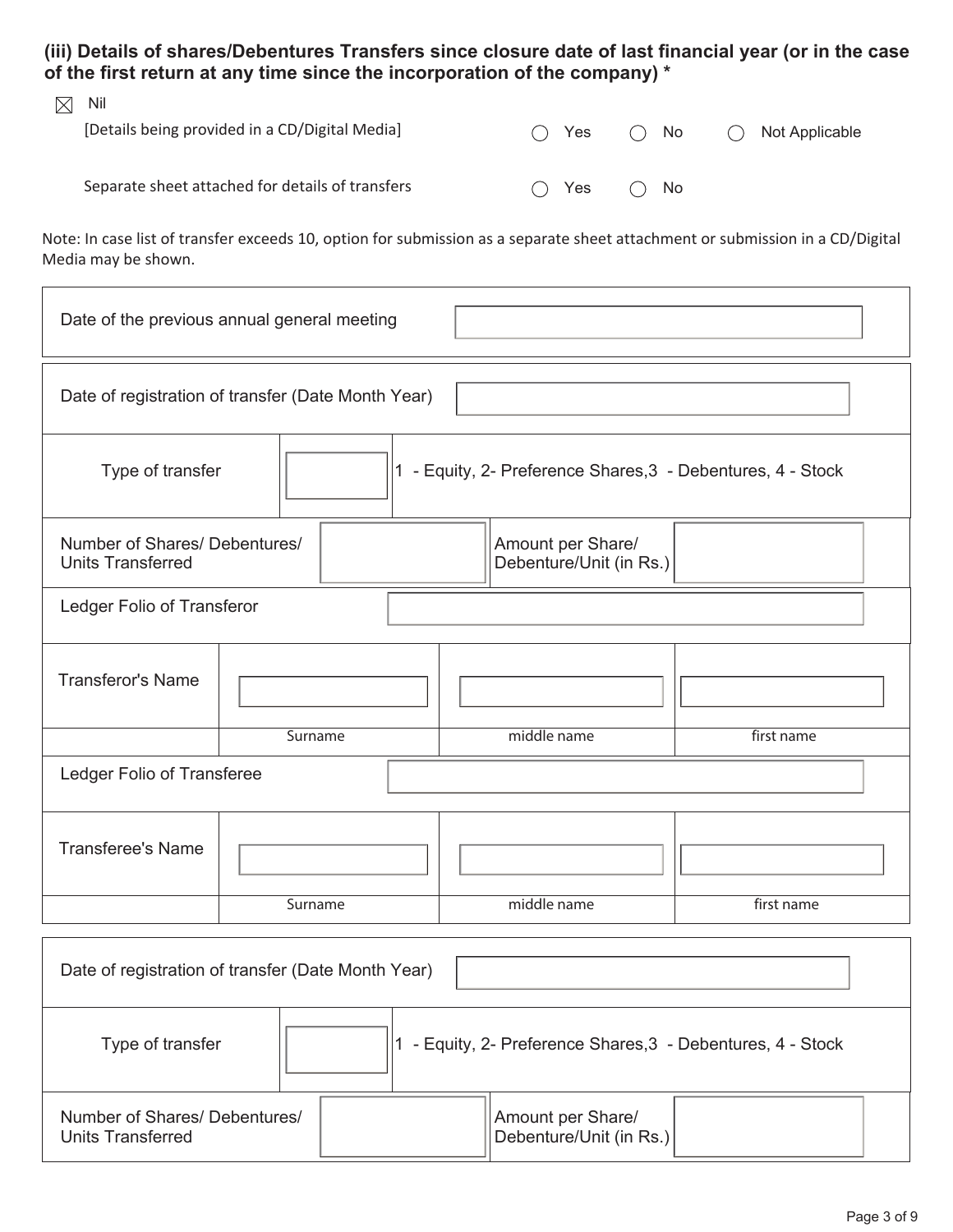**(iii) Details of shares/Debentures Transfers since closure date of last financial year (or in the case of the first return at any time since the incorporation of the company) ***

☒ Nil

[Details being provided in a CD/Digital Media] ○ Yes ○ No ○ Not Applicable

Separate sheet attached for details of transfers ○ Yes ○ No

Note: In case list of transfer exceeds 10, option for submission as a separate sheet attachment or submission in a CD/Digital Media may be shown.

| Date of the previous annual general meeting | |
|---|---|

| Date of registration of transfer (Date Month Year) | | | |
|---|---|---|---|
| Type of transfer | | 1 - Equity, 2- Preference Shares,3 - Debentures, 4 - Stock | |
| Number of Shares/ Debentures/ Units Transferred | | Amount per Share/ Debenture/Unit (in Rs.) | |
| Ledger Folio of Transferor | | | |
| Transferor's Name | | | |
| | Surname | middle name | first name |
| Ledger Folio of Transferee | | | |
| Transferee's Name | | | |
| | Surname | middle name | first name |

| Date of registration of transfer (Date Month Year) | | | |
|---|---|---|---|
| Type of transfer | | 1 - Equity, 2- Preference Shares,3 - Debentures, 4 - Stock | |
| Number of Shares/ Debentures/ Units Transferred | | Amount per Share/ Debenture/Unit (in Rs.) | |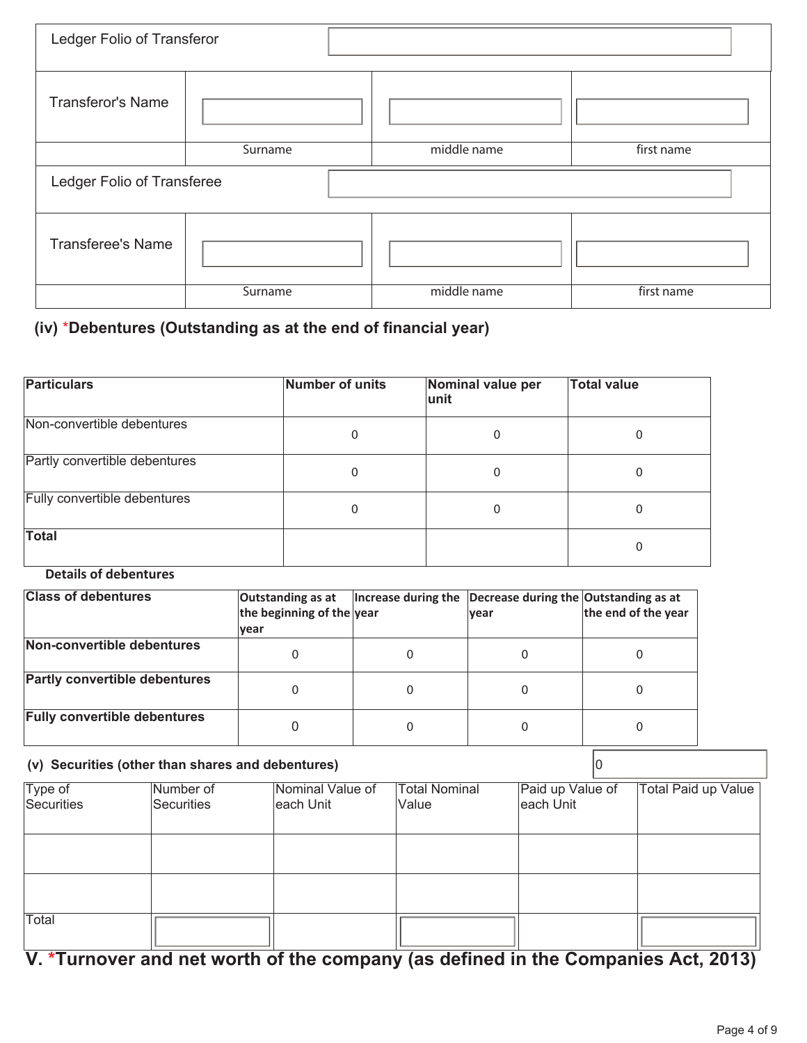| Ledger Folio of Transferor | | | |
|---|---|---|---|
| Transferor's Name | | | |
| | Surname | middle name | first name |
| Ledger Folio of Transferee | | | |
| Transferee's Name | | | |
| | Surname | middle name | first name |

### (iv) *Debentures (Outstanding as at the end of financial year)

| Particulars | Number of units | Nominal value per unit | Total value |
|---|---|---|---|
| Non-convertible debentures | 0 | 0 | 0 |
| Partly convertible debentures | 0 | 0 | 0 |
| Fully convertible debentures | 0 | 0 | 0 |
| **Total** | | | 0 |

**Details of debentures**

| Class of debentures | Outstanding as at the beginning of the year | Increase during the year | Decrease during the year | Outstanding as at the end of the year |
|---|---|---|---|---|
| **Non-convertible debentures** | 0 | 0 | 0 | 0 |
| **Partly convertible debentures** | 0 | 0 | 0 | 0 |
| **Fully convertible debentures** | 0 | 0 | 0 | 0 |

### (v) Securities (other than shares and debentures)

0

| Type of Securities | Number of Securities | Nominal Value of each Unit | Total Nominal Value | Paid up Value of each Unit | Total Paid up Value |
|---|---|---|---|---|---|
| | | | | | |
| | | | | | |
| Total | | | | | |

## V. *Turnover and net worth of the company (as defined in the Companies Act, 2013)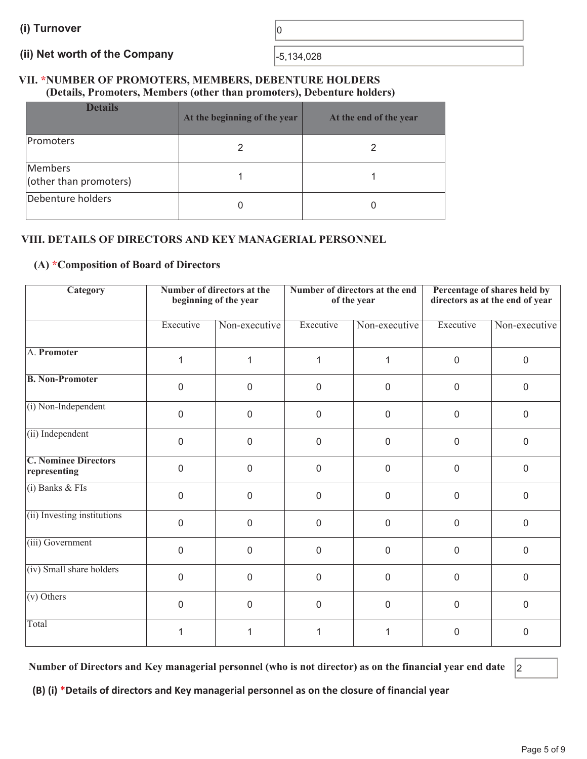**(i) Turnover** 0

**(ii) Net worth of the Company** -5,134,028

### VII. *NUMBER OF PROMOTERS, MEMBERS, DEBENTURE HOLDERS
**(Details, Promoters, Members (other than promoters), Debenture holders)**

| Details | At the beginning of the year | At the end of the year |
|---|---|---|
| Promoters | 2 | 2 |
| Members (other than promoters) | 1 | 1 |
| Debenture holders | 0 | 0 |

### VIII. DETAILS OF DIRECTORS AND KEY MANAGERIAL PERSONNEL

**(A) *Composition of Board of Directors**

| Category | Number of directors at the beginning of the year | | Number of directors at the end of the year | | Percentage of shares held by directors as at the end of year | |
|---|---|---|---|---|---|---|
| | Executive | Non-executive | Executive | Non-executive | Executive | Non-executive |
| A. **Promoter** | 1 | 1 | 1 | 1 | 0 | 0 |
| **B. Non-Promoter** | 0 | 0 | 0 | 0 | 0 | 0 |
| (i) Non-Independent | 0 | 0 | 0 | 0 | 0 | 0 |
| (ii) Independent | 0 | 0 | 0 | 0 | 0 | 0 |
| **C. Nominee Directors representing** | 0 | 0 | 0 | 0 | 0 | 0 |
| (i) Banks & FIs | 0 | 0 | 0 | 0 | 0 | 0 |
| (ii) Investing institutions | 0 | 0 | 0 | 0 | 0 | 0 |
| (iii) Government | 0 | 0 | 0 | 0 | 0 | 0 |
| (iv) Small share holders | 0 | 0 | 0 | 0 | 0 | 0 |
| (v) Others | 0 | 0 | 0 | 0 | 0 | 0 |
| Total | 1 | 1 | 1 | 1 | 0 | 0 |

**Number of Directors and Key managerial personnel (who is not director) as on the financial year end date** 2

**(B) (i) *Details of directors and Key managerial personnel as on the closure of financial year**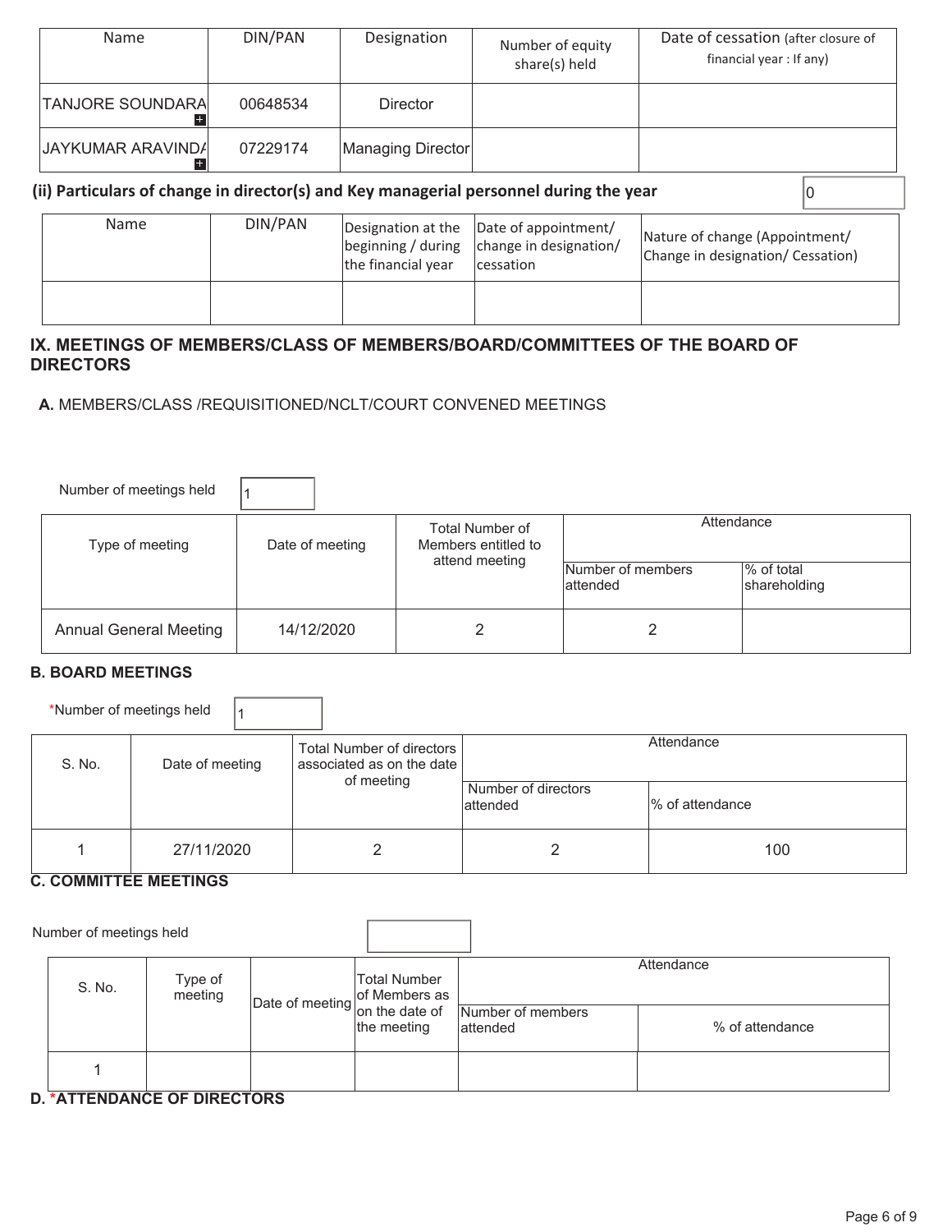| Name | DIN/PAN | Designation | Number of equity share(s) held | Date of cessation (after closure of financial year : If any) |
|---|---|---|---|---|
| TANJORE SOUNDARA | 00648534 | Director | | |
| JAYKUMAR ARAVINDA | 07229174 | Managing Director | | |

**(ii) Particulars of change in director(s) and Key managerial personnel during the year** 0

| Name | DIN/PAN | Designation at the beginning / during the financial year | Date of appointment/ change in designation/ cessation | Nature of change (Appointment/ Change in designation/ Cessation) |
|---|---|---|---|---|
| | | | | |

## IX. MEETINGS OF MEMBERS/CLASS OF MEMBERS/BOARD/COMMITTEES OF THE BOARD OF DIRECTORS

**A.** MEMBERS/CLASS /REQUISITIONED/NCLT/COURT CONVENED MEETINGS

Number of meetings held 1

| Type of meeting | Date of meeting | Total Number of Members entitled to attend meeting | Attendance | |
|---|---|---|---|---|
| | | | Number of members attended | % of total shareholding |
| Annual General Meeting | 14/12/2020 | 2 | 2 | |

### B. BOARD MEETINGS

*Number of meetings held 1

| S. No. | Date of meeting | Total Number of directors associated as on the date of meeting | Attendance | |
|---|---|---|---|---|
| | | | Number of directors attended | % of attendance |
| 1 | 27/11/2020 | 2 | 2 | 100 |

### C. COMMITTEE MEETINGS

Number of meetings held

| S. No. | Type of meeting | Date of meeting | Total Number of Members as on the date of the meeting | Attendance | |
|---|---|---|---|---|---|
| | | | | Number of members attended | % of attendance |
| 1 | | | | | |

### D. *ATTENDANCE OF DIRECTORS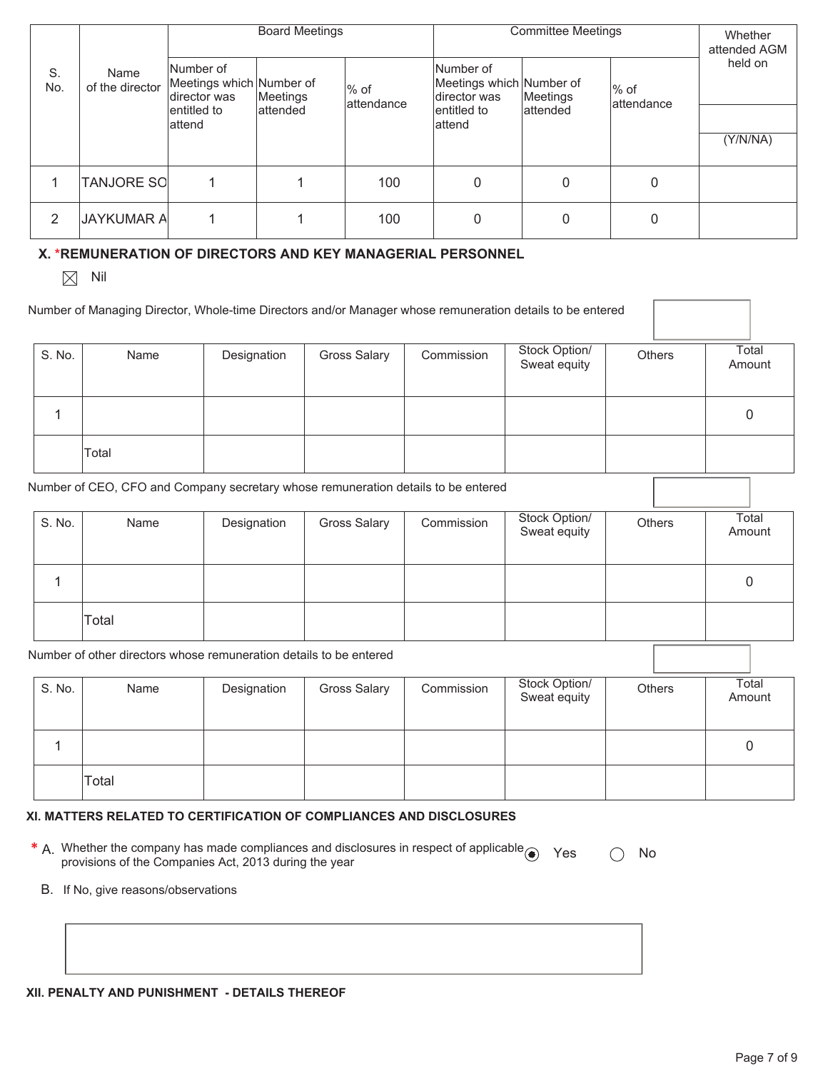| S. No. | Name of the director | Board Meetings | | | Committee Meetings | | | Whether attended AGM held on |
|---|---|---|---|---|---|---|---|---|
| | | Number of Meetings which director was entitled to attend | Number of Meetings attended | % of attendance | Number of Meetings which director was entitled to attend | Number of Meetings attended | % of attendance | (Y/N/NA) |
| 1 | TANJORE SO | 1 | 1 | 100 | 0 | 0 | 0 | |
| 2 | JAYKUMAR A | 1 | 1 | 100 | 0 | 0 | 0 | |

### X. *REMUNERATION OF DIRECTORS AND KEY MANAGERIAL PERSONNEL

☒ Nil

Number of Managing Director, Whole-time Directors and/or Manager whose remuneration details to be entered

| S. No. | Name | Designation | Gross Salary | Commission | Stock Option/ Sweat equity | Others | Total Amount |
|---|---|---|---|---|---|---|---|
| 1 | | | | | | | 0 |
| | Total | | | | | | |

Number of CEO, CFO and Company secretary whose remuneration details to be entered

| S. No. | Name | Designation | Gross Salary | Commission | Stock Option/ Sweat equity | Others | Total Amount |
|---|---|---|---|---|---|---|---|
| 1 | | | | | | | 0 |
| | Total | | | | | | |

Number of other directors whose remuneration details to be entered

| S. No. | Name | Designation | Gross Salary | Commission | Stock Option/ Sweat equity | Others | Total Amount |
|---|---|---|---|---|---|---|---|
| 1 | | | | | | | 0 |
| | Total | | | | | | |

### XI. MATTERS RELATED TO CERTIFICATION OF COMPLIANCES AND DISCLOSURES

\* A. Whether the company has made compliances and disclosures in respect of applicable provisions of the Companies Act, 2013 during the year ◉ Yes ○ No

B. If No, give reasons/observations

### XII. PENALTY AND PUNISHMENT - DETAILS THEREOF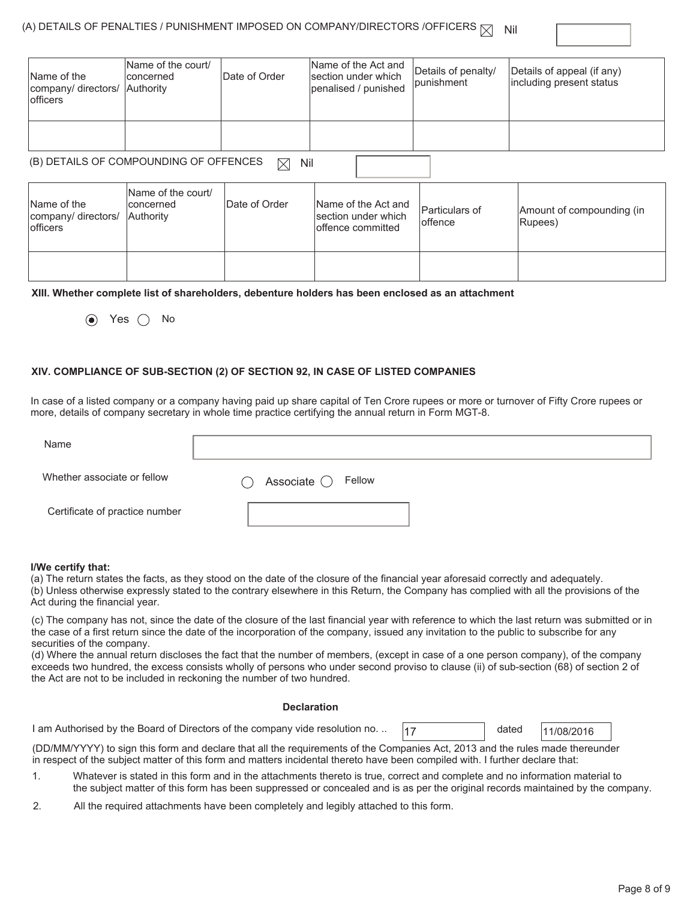(A) DETAILS OF PENALTIES / PUNISHMENT IMPOSED ON COMPANY/DIRECTORS /OFFICERS ☒ Nil

| Name of the company/ directors/ officers | Name of the court/ concerned Authority | Date of Order | Name of the Act and section under which penalised / punished | Details of penalty/ punishment | Details of appeal (if any) including present status |
|---|---|---|---|---|---|
| | | | | | |

(B) DETAILS OF COMPOUNDING OF OFFENCES ☒ Nil

| Name of the company/ directors/ officers | Name of the court/ concerned Authority | Date of Order | Name of the Act and section under which offence committed | Particulars of offence | Amount of compounding (in Rupees) |
|---|---|---|---|---|---|
| | | | | | |

**XIII. Whether complete list of shareholders, debenture holders has been enclosed as an attachment**

◉ Yes ○ No

**XIV. COMPLIANCE OF SUB-SECTION (2) OF SECTION 92, IN CASE OF LISTED COMPANIES**

In case of a listed company or a company having paid up share capital of Ten Crore rupees or more or turnover of Fifty Crore rupees or more, details of company secretary in whole time practice certifying the annual return in Form MGT-8.

Name

Whether associate or fellow ○ Associate ○ Fellow

Certificate of practice number

**I/We certify that:**

(a) The return states the facts, as they stood on the date of the closure of the financial year aforesaid correctly and adequately.
(b) Unless otherwise expressly stated to the contrary elsewhere in this Return, the Company has complied with all the provisions of the Act during the financial year.

(c) The company has not, since the date of the closure of the last financial year with reference to which the last return was submitted or in the case of a first return since the date of the incorporation of the company, issued any invitation to the public to subscribe for any securities of the company.
(d) Where the annual return discloses the fact that the number of members, (except in case of a one person company), of the company exceeds two hundred, the excess consists wholly of persons who under second proviso to clause (ii) of sub-section (68) of section 2 of the Act are not to be included in reckoning the number of two hundred.

**Declaration**

I am Authorised by the Board of Directors of the company vide resolution no. .. 17 dated 11/08/2016

(DD/MM/YYYY) to sign this form and declare that all the requirements of the Companies Act, 2013 and the rules made thereunder in respect of the subject matter of this form and matters incidental thereto have been compiled with. I further declare that:

1. Whatever is stated in this form and in the attachments thereto is true, correct and complete and no information material to the subject matter of this form has been suppressed or concealed and is as per the original records maintained by the company.
2. All the required attachments have been completely and legibly attached to this form.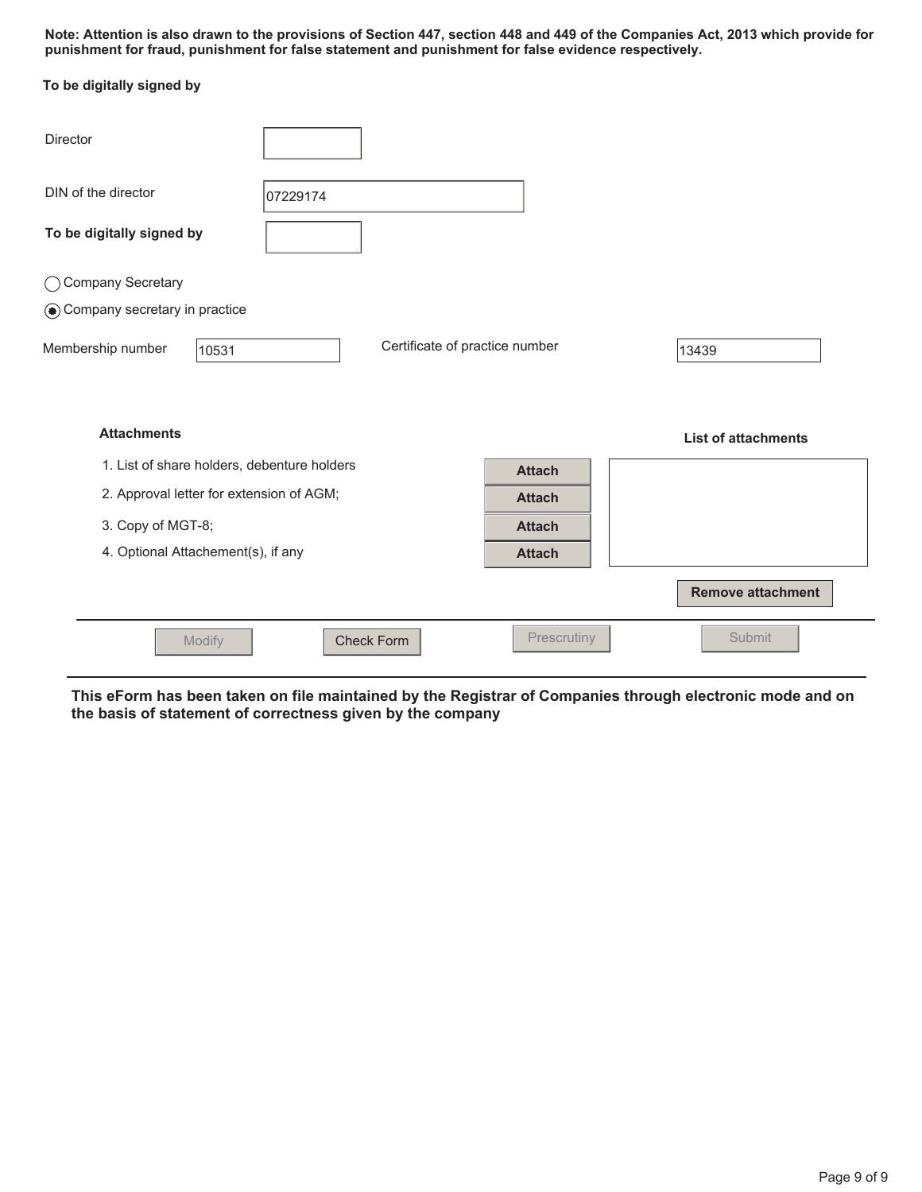**Note: Attention is also drawn to the provisions of Section 447, section 448 and 449 of the Companies Act, 2013 which provide for punishment for fraud, punishment for false statement and punishment for false evidence respectively.**

**To be digitally signed by**

Director

DIN of the director: 07229174

**To be digitally signed by**

- ◯ Company Secretary
- ◉ Company secretary in practice

Membership number: 10531

Certificate of practice number: 13439

**Attachments**

1. List of share holders, debenture holders — Attach
2. Approval letter for extension of AGM; — Attach
3. Copy of MGT-8; — Attach
4. Optional Attachement(s), if any — Attach

**List of attachments**

Remove attachment

Modify | Check Form | Prescrutiny | Submit

**This eForm has been taken on file maintained by the Registrar of Companies through electronic mode and on the basis of statement of correctness given by the company**